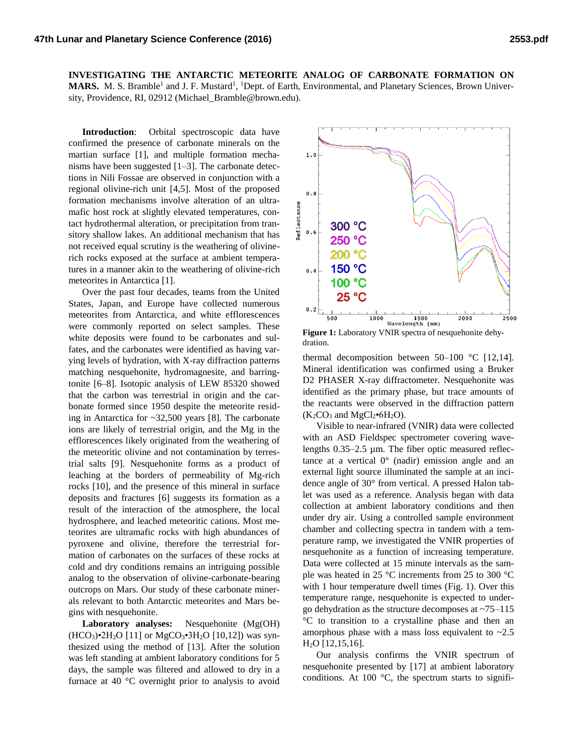**INVESTIGATING THE ANTARCTIC METEORITE ANALOG OF CARBONATE FORMATION ON MARS.** M. S. Bramble[1] and J. F. Mustard[1], [1]Dept. of Earth, Environmental, and Planetary Sciences, Brown University, Providence, RI, 02912 (Michael_Bramble@brown.edu).

**Introduction**: Orbital spectroscopic data have confirmed the presence of carbonate minerals on the martian surface [1], and multiple formation mechanisms have been suggested [1–3]. The carbonate detections in Nili Fossae are observed in conjunction with a regional olivine-rich unit [4,5]. Most of the proposed formation mechanisms involve alteration of an ultramafic host rock at slightly elevated temperatures, contact hydrothermal alteration, or precipitation from transitory shallow lakes. An additional mechanism that has not received equal scrutiny is the weathering of olivine-rich rocks exposed at the surface at ambient temperatures in a manner akin to the weathering of olivine-rich meteorites in Antarctica [1].

Over the past four decades, teams from the United States, Japan, and Europe have collected numerous meteorites from Antarctica, and white efflorescences were commonly reported on select samples. These white deposits were found to be carbonates and sulfates, and the carbonates were identified as having varying levels of hydration, with X-ray diffraction patterns matching nesquehonite, hydromagnesite, and barringtonite [6–8]. Isotopic analysis of LEW 85320 showed that the carbon was terrestrial in origin and the carbonate formed since 1950 despite the meteorite residing in Antarctica for ~32,500 years [8]. The carbonate ions are likely of terrestrial origin, and the Mg in the efflorescences likely originated from the weathering of the meteoritic olivine and not contamination by terrestrial salts [9]. Nesquehonite forms as a product of leaching at the borders of permeability of Mg-rich rocks [10], and the presence of this mineral in surface deposits and fractures [6] suggests its formation as a result of the interaction of the atmosphere, the local hydrosphere, and leached meteoritic cations. Most meteorites are ultramafic rocks with high abundances of pyroxene and olivine, therefore the terrestrial formation of carbonates on the surfaces of these rocks at cold and dry conditions remains an intriguing possible analog to the observation of olivine-carbonate-bearing outcrops on Mars. Our study of these carbonate minerals relevant to both Antarctic meteorites and Mars begins with nesquehonite.

**Laboratory analyses:** Nesquehonite ($Mg(OH)(HCO_3)\bullet 2H_2O$ [11] or $MgCO_3\bullet 3H_2O$ [10,12]) was synthesized using the method of [13]. After the solution was left standing at ambient laboratory conditions for 5 days, the sample was filtered and allowed to dry in a furnace at 40 °C overnight prior to analysis to avoid thermal decomposition between 50–100 °C [12,14]. Mineral identification was confirmed using a Bruker D2 PHASER X-ray diffractometer. Nesquehonite was identified as the primary phase, but trace amounts of the reactants were observed in the diffraction pattern ($K_2CO_3$ and $MgCl_2\bullet 6H_2O$).

**Figure 1:** Laboratory VNIR spectra of nesquehonite dehydration.

Visible to near-infrared (VNIR) data were collected with an ASD Fieldspec spectrometer covering wavelengths 0.35–2.5 µm. The fiber optic measured reflectance at a vertical 0° (nadir) emission angle and an external light source illuminated the sample at an incidence angle of 30° from vertical. A pressed Halon tablet was used as a reference. Analysis began with data collection at ambient laboratory conditions and then under dry air. Using a controlled sample environment chamber and collecting spectra in tandem with a temperature ramp, we investigated the VNIR properties of nesquehonite as a function of increasing temperature. Data were collected at 15 minute intervals as the sample was heated in 25 °C increments from 25 to 300 °C with 1 hour temperature dwell times (Fig. 1). Over this temperature range, nesquehonite is expected to undergo dehydration as the structure decomposes at ~75–115 °C to transition to a crystalline phase and then an amorphous phase with a mass loss equivalent to ~2.5 $H_2O$ [12,15,16].

Our analysis confirms the VNIR spectrum of nesquehonite presented by [17] at ambient laboratory conditions. At 100 °C, the spectrum starts to signifi-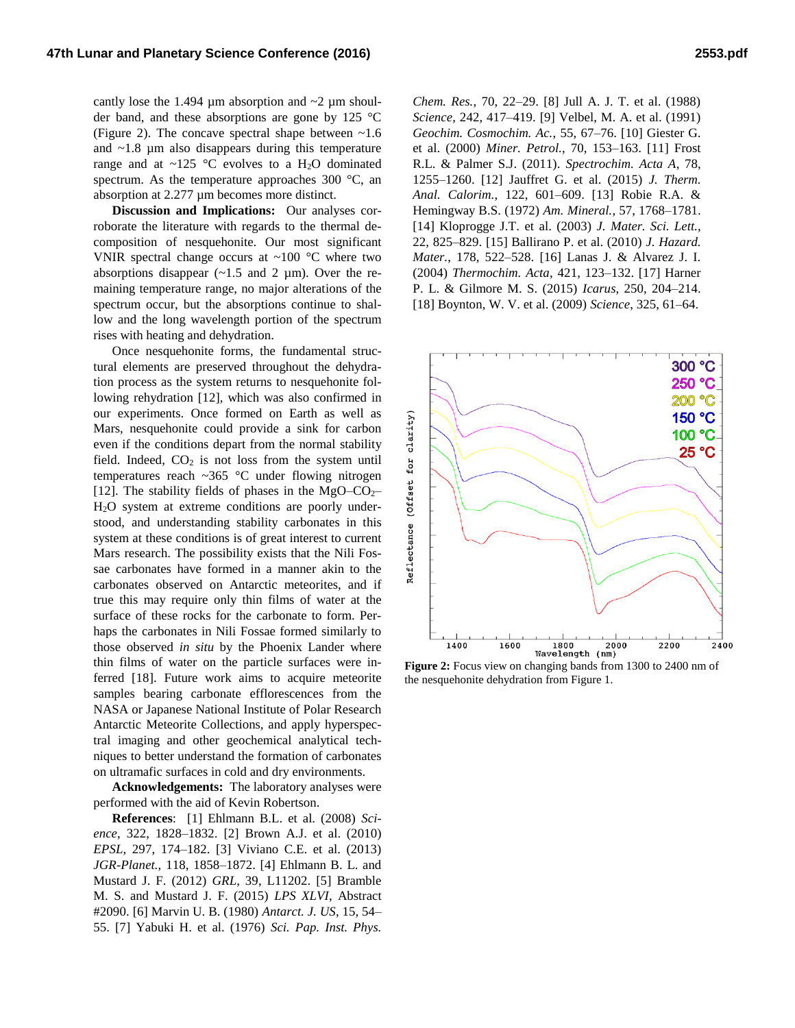cantly lose the 1.494 µm absorption and ~2 µm shoulder band, and these absorptions are gone by 125 °C (Figure 2). The concave spectral shape between ~1.6 and ~1.8 µm also disappears during this temperature range and at ~125 °C evolves to a $H_2O$ dominated spectrum. As the temperature approaches 300 °C, an absorption at 2.277 µm becomes more distinct.

**Discussion and Implications:** Our analyses corroborate the literature with regards to the thermal decomposition of nesquehonite. Our most significant VNIR spectral change occurs at ~100 °C where two absorptions disappear (~1.5 and 2 µm). Over the remaining temperature range, no major alterations of the spectrum occur, but the absorptions continue to shallow and the long wavelength portion of the spectrum rises with heating and dehydration.

Once nesquehonite forms, the fundamental structural elements are preserved throughout the dehydration process as the system returns to nesquehonite following rehydration [12], which was also confirmed in our experiments. Once formed on Earth as well as Mars, nesquehonite could provide a sink for carbon even if the conditions depart from the normal stability field. Indeed, $CO_2$ is not loss from the system until temperatures reach ~365 °C under flowing nitrogen [12]. The stability fields of phases in the $MgO–CO_2–H_2O$ system at extreme conditions are poorly understood, and understanding stability carbonates in this system at these conditions is of great interest to current Mars research. The possibility exists that the Nili Fossae carbonates have formed in a manner akin to the carbonates observed on Antarctic meteorites, and if true this may require only thin films of water at the surface of these rocks for the carbonate to form. Perhaps the carbonates in Nili Fossae formed similarly to those observed *in situ* by the Phoenix Lander where thin films of water on the particle surfaces were inferred [18]. Future work aims to acquire meteorite samples bearing carbonate efflorescences from the NASA or Japanese National Institute of Polar Research Antarctic Meteorite Collections, and apply hyperspectral imaging and other geochemical analytical techniques to better understand the formation of carbonates on ultramafic surfaces in cold and dry environments.

**Acknowledgements:** The laboratory analyses were performed with the aid of Kevin Robertson.

**References**: [1] Ehlmann B.L. et al. (2008) *Science*, 322, 1828–1832. [2] Brown A.J. et al. (2010) *EPSL*, 297, 174–182. [3] Viviano C.E. et al. (2013) *JGR-Planet.*, 118, 1858–1872. [4] Ehlmann B. L. and Mustard J. F. (2012) *GRL*, 39, L11202. [5] Bramble M. S. and Mustard J. F. (2015) *LPS XLVI*, Abstract #2090. [6] Marvin U. B. (1980) *Antarct. J. US*, 15, 54–55. [7] Yabuki H. et al. (1976) *Sci. Pap. Inst. Phys. Chem. Res.*, 70, 22–29. [8] Jull A. J. T. et al. (1988) *Science*, 242, 417–419. [9] Velbel, M. A. et al. (1991) *Geochim. Cosmochim. Ac.*, 55, 67–76. [10] Giester G. et al. (2000) *Miner. Petrol.*, 70, 153–163. [11] Frost R.L. & Palmer S.J. (2011). *Spectrochim. Acta A*, 78, 1255–1260. [12] Jauffret G. et al. (2015) *J. Therm. Anal. Calorim.*, 122, 601–609. [13] Robie R.A. & Hemingway B.S. (1972) *Am. Mineral.*, 57, 1768–1781. [14] Kloprogge J.T. et al. (2003) *J. Mater. Sci. Lett.*, 22, 825–829. [15] Ballirano P. et al. (2010) *J. Hazard. Mater.*, 178, 522–528. [16] Lanas J. & Alvarez J. I. (2004) *Thermochim. Acta*, 421, 123–132. [17] Harner P. L. & Gilmore M. S. (2015) *Icarus*, 250, 204–214. [18] Boynton, W. V. et al. (2009) *Science*, 325, 61–64.

300 °C
250 °C
200 °C
150 °C
100 °C
25 °C
Reflectance (Offset for clarity)
1400
1600
1800
2000
2200
2400
Wavelength (nm)

**Figure 2:** Focus view on changing bands from 1300 to 2400 nm of the nesquehonite dehydration from Figure 1.